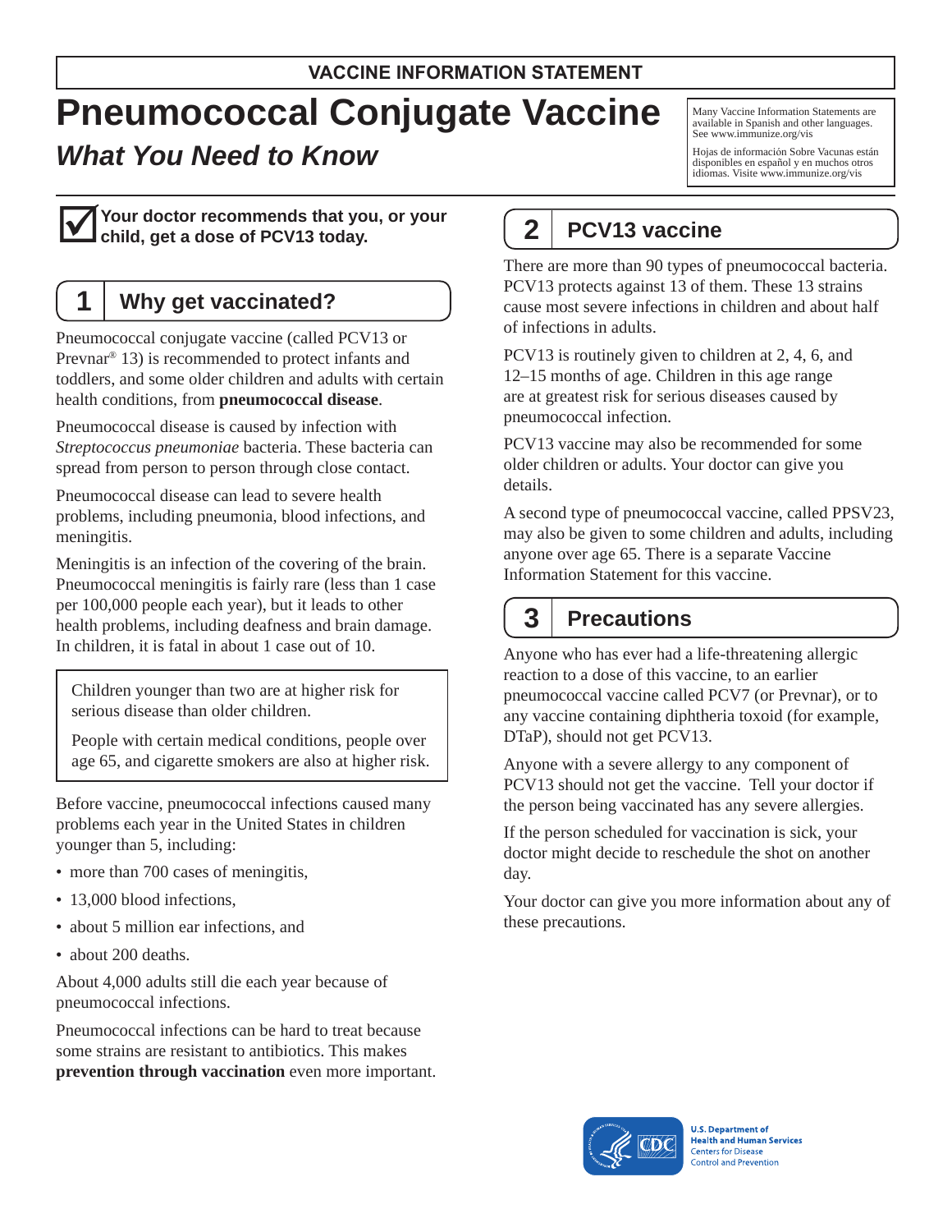**VACCINE INFORMATION STATEMENT**

# Pneumococcal Conjugate Vaccine

## *What You Need to Know*

Many Vaccine Information Statements are available in Spanish and other languages. See www.immunize.org/vis

Hojas de información Sobre Vacunas están disponibles en español y en muchos otros idiomas. Visite www.immunize.org/vis

☑ **Your doctor recommends that you, or your child, get a dose of PCV13 today.**

## 1 Why get vaccinated?

Pneumococcal conjugate vaccine (called PCV13 or Prevnar® 13) is recommended to protect infants and toddlers, and some older children and adults with certain health conditions, from **pneumococcal disease**.

Pneumococcal disease is caused by infection with *Streptococcus pneumoniae* bacteria. These bacteria can spread from person to person through close contact.

Pneumococcal disease can lead to severe health problems, including pneumonia, blood infections, and meningitis.

Meningitis is an infection of the covering of the brain. Pneumococcal meningitis is fairly rare (less than 1 case per 100,000 people each year), but it leads to other health problems, including deafness and brain damage. In children, it is fatal in about 1 case out of 10.

> Children younger than two are at higher risk for serious disease than older children.
>
> People with certain medical conditions, people over age 65, and cigarette smokers are also at higher risk.

Before vaccine, pneumococcal infections caused many problems each year in the United States in children younger than 5, including:

- more than 700 cases of meningitis,
- 13,000 blood infections,
- about 5 million ear infections, and
- about 200 deaths.

About 4,000 adults still die each year because of pneumococcal infections.

Pneumococcal infections can be hard to treat because some strains are resistant to antibiotics. This makes **prevention through vaccination** even more important.

## 2 PCV13 vaccine

There are more than 90 types of pneumococcal bacteria. PCV13 protects against 13 of them. These 13 strains cause most severe infections in children and about half of infections in adults.

PCV13 is routinely given to children at 2, 4, 6, and 12–15 months of age. Children in this age range are at greatest risk for serious diseases caused by pneumococcal infection.

PCV13 vaccine may also be recommended for some older children or adults. Your doctor can give you details.

A second type of pneumococcal vaccine, called PPSV23, may also be given to some children and adults, including anyone over age 65. There is a separate Vaccine Information Statement for this vaccine.

## 3 Precautions

Anyone who has ever had a life-threatening allergic reaction to a dose of this vaccine, to an earlier pneumococcal vaccine called PCV7 (or Prevnar), or to any vaccine containing diphtheria toxoid (for example, DTaP), should not get PCV13.

Anyone with a severe allergy to any component of PCV13 should not get the vaccine. Tell your doctor if the person being vaccinated has any severe allergies.

If the person scheduled for vaccination is sick, your doctor might decide to reschedule the shot on another day.

Your doctor can give you more information about any of these precautions.

U.S. Department of Health and Human Services
Centers for Disease Control and Prevention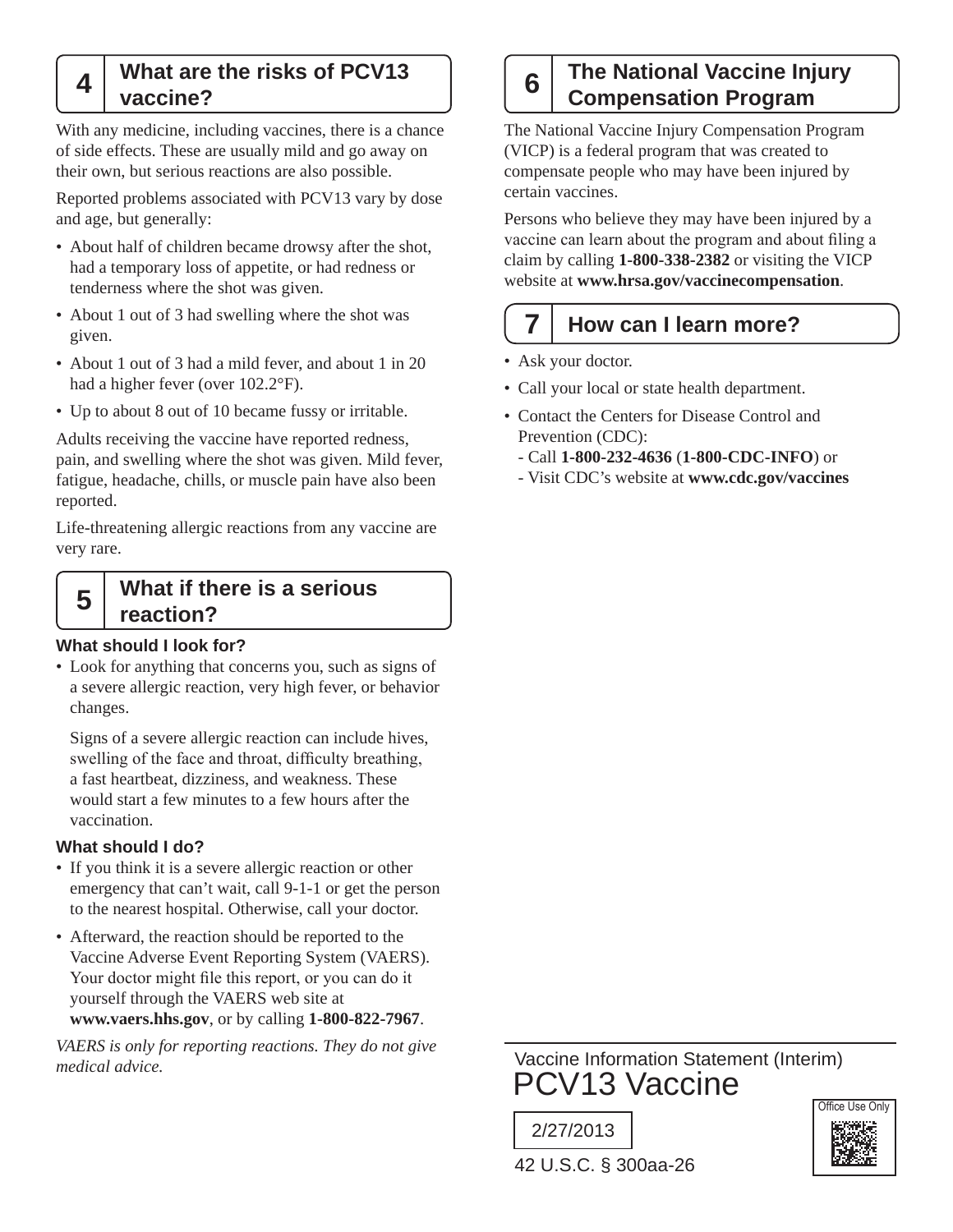## 4 What are the risks of PCV13 vaccine?

With any medicine, including vaccines, there is a chance of side effects. These are usually mild and go away on their own, but serious reactions are also possible.

Reported problems associated with PCV13 vary by dose and age, but generally:

- About half of children became drowsy after the shot, had a temporary loss of appetite, or had redness or tenderness where the shot was given.
- About 1 out of 3 had swelling where the shot was given.
- About 1 out of 3 had a mild fever, and about 1 in 20 had a higher fever (over 102.2°F).
- Up to about 8 out of 10 became fussy or irritable.

Adults receiving the vaccine have reported redness, pain, and swelling where the shot was given. Mild fever, fatigue, headache, chills, or muscle pain have also been reported.

Life-threatening allergic reactions from any vaccine are very rare.

## 5 What if there is a serious reaction?

### What should I look for?

- Look for anything that concerns you, such as signs of a severe allergic reaction, very high fever, or behavior changes.

  Signs of a severe allergic reaction can include hives, swelling of the face and throat, difficulty breathing, a fast heartbeat, dizziness, and weakness. These would start a few minutes to a few hours after the vaccination.

### What should I do?

- If you think it is a severe allergic reaction or other emergency that can't wait, call 9-1-1 or get the person to the nearest hospital. Otherwise, call your doctor.
- Afterward, the reaction should be reported to the Vaccine Adverse Event Reporting System (VAERS). Your doctor might file this report, or you can do it yourself through the VAERS web site at **www.vaers.hhs.gov**, or by calling **1-800-822-7967**.

*VAERS is only for reporting reactions. They do not give medical advice.*

## 6 The National Vaccine Injury Compensation Program

The National Vaccine Injury Compensation Program (VICP) is a federal program that was created to compensate people who may have been injured by certain vaccines.

Persons who believe they may have been injured by a vaccine can learn about the program and about filing a claim by calling **1-800-338-2382** or visiting the VICP website at **www.hrsa.gov/vaccinecompensation**.

## 7 How can I learn more?

- Ask your doctor.
- Call your local or state health department.
- Contact the Centers for Disease Control and Prevention (CDC):
  - Call **1-800-232-4636** (**1-800-CDC-INFO**) or
  - Visit CDC's website at **www.cdc.gov/vaccines**

Vaccine Information Statement (Interim)

PCV13 Vaccine

2/27/2013

42 U.S.C. § 300aa-26

Office Use Only